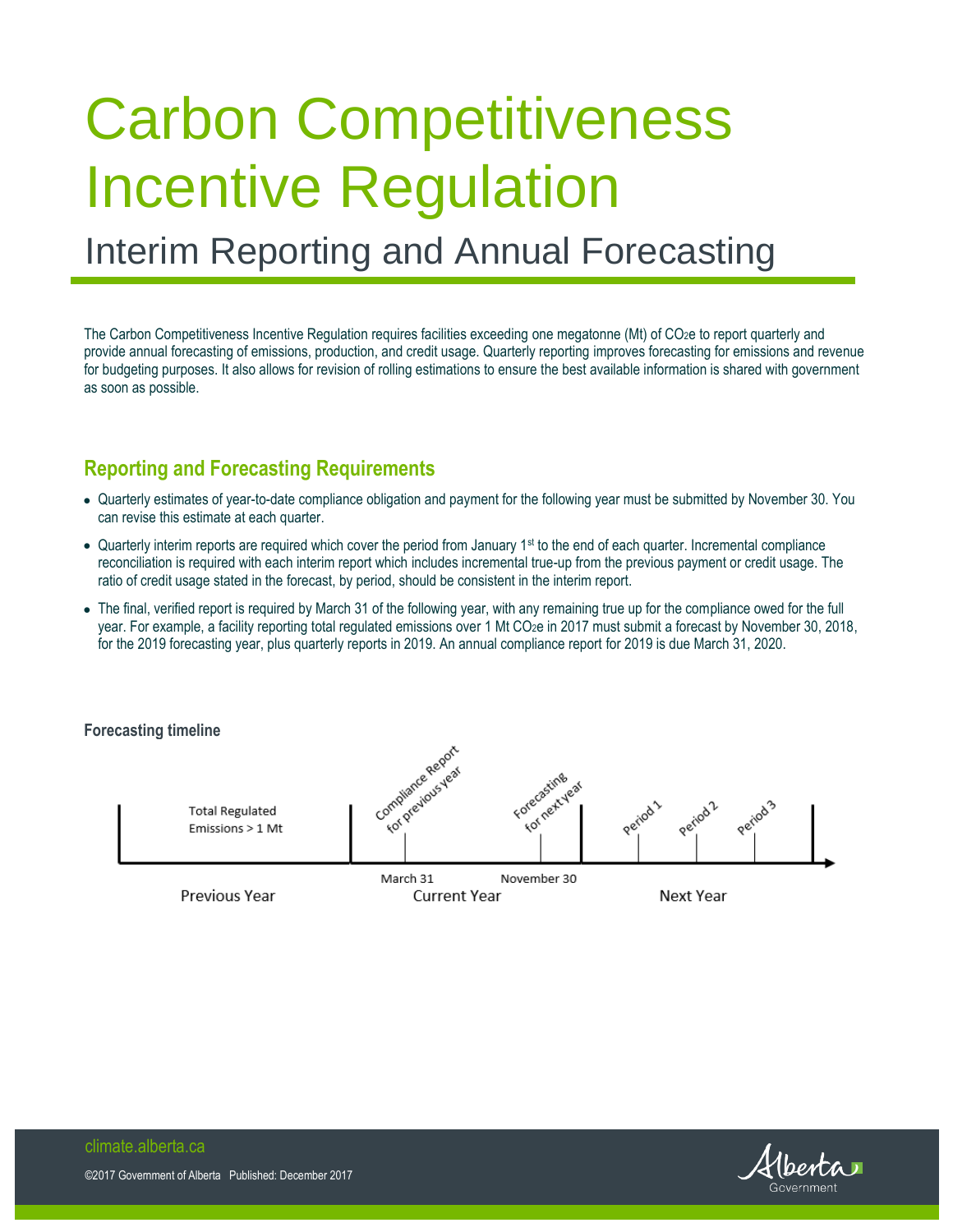# Carbon Competitiveness Incentive Regulation

## Interim Reporting and Annual Forecasting

The Carbon Competitiveness Incentive Regulation requires facilities exceeding one megatonne (Mt) of $CO_2e$ to report quarterly and provide annual forecasting of emissions, production, and credit usage. Quarterly reporting improves forecasting for emissions and revenue for budgeting purposes. It also allows for revision of rolling estimations to ensure the best available information is shared with government as soon as possible.

### Reporting and Forecasting Requirements

- Quarterly estimates of year-to-date compliance obligation and payment for the following year must be submitted by November 30. You can revise this estimate at each quarter.
- Quarterly interim reports are required which cover the period from January 1st to the end of each quarter. Incremental compliance reconciliation is required with each interim report which includes incremental true-up from the previous payment or credit usage. The ratio of credit usage stated in the forecast, by period, should be consistent in the interim report.
- The final, verified report is required by March 31 of the following year, with any remaining true up for the compliance owed for the full year. For example, a facility reporting total regulated emissions over 1 Mt $CO_2e$ in 2017 must submit a forecast by November 30, 2018, for the 2019 forecasting year, plus quarterly reports in 2019. An annual compliance report for 2019 is due March 31, 2020.

**Forecasting timeline**

| Previous Year | Current Year | | Next Year | | |
|---|---|---|---|---|---|
| Total Regulated Emissions > 1 Mt | March 31: Compliance Report for previous year | November 30: Forecasting for next year | Period 1 | Period 2 | Period 3 |

climate.alberta.ca

©2017 Government of Alberta Published: December 2017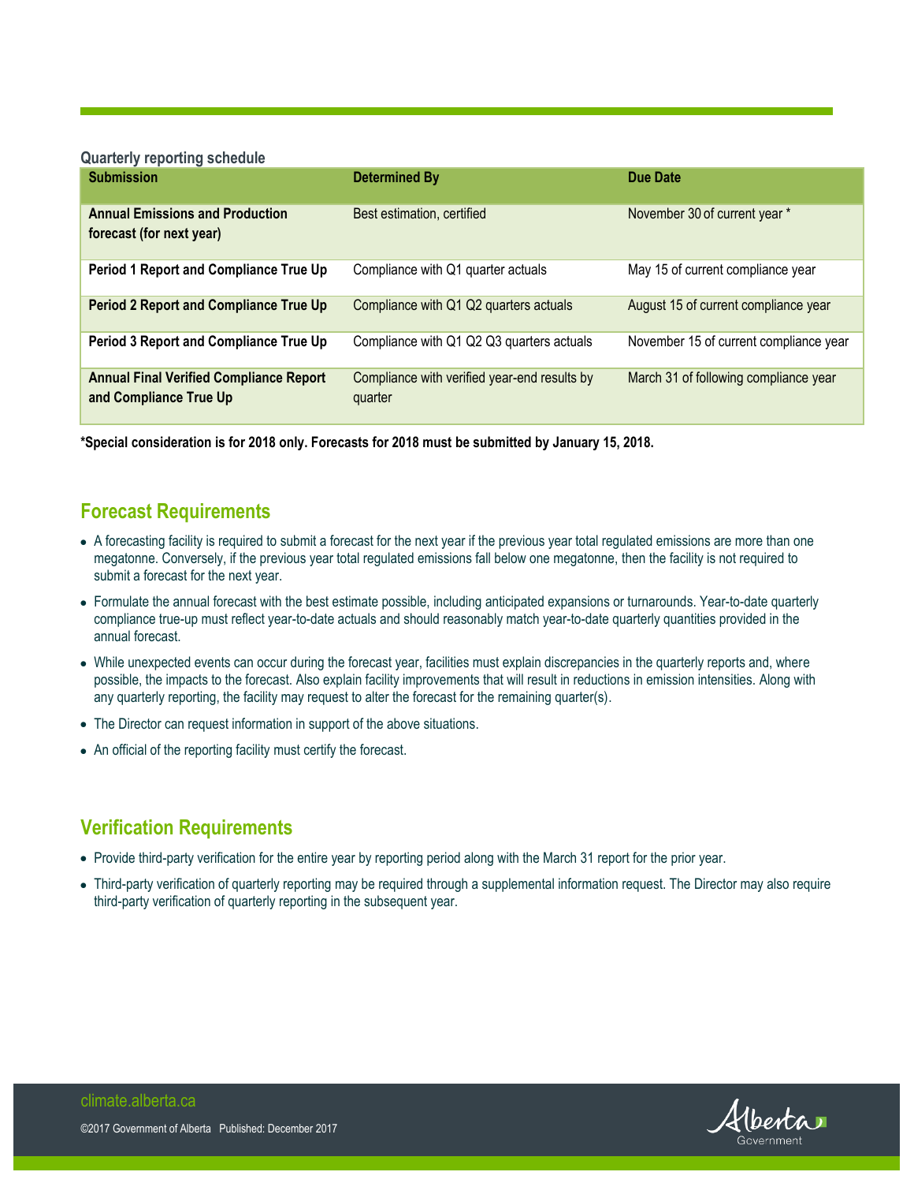**Quarterly reporting schedule**

| Submission | Determined By | Due Date |
| --- | --- | --- |
| **Annual Emissions and Production forecast (for next year)** | Best estimation, certified | November 30 of current year * |
| **Period 1 Report and Compliance True Up** | Compliance with Q1 quarter actuals | May 15 of current compliance year |
| **Period 2 Report and Compliance True Up** | Compliance with Q1 Q2 quarters actuals | August 15 of current compliance year |
| **Period 3 Report and Compliance True Up** | Compliance with Q1 Q2 Q3 quarters actuals | November 15 of current compliance year |
| **Annual Final Verified Compliance Report and Compliance True Up** | Compliance with verified year-end results by quarter | March 31 of following compliance year |

**\*Special consideration is for 2018 only. Forecasts for 2018 must be submitted by January 15, 2018.**

## Forecast Requirements

- A forecasting facility is required to submit a forecast for the next year if the previous year total regulated emissions are more than one megatonne. Conversely, if the previous year total regulated emissions fall below one megatonne, then the facility is not required to submit a forecast for the next year.
- Formulate the annual forecast with the best estimate possible, including anticipated expansions or turnarounds. Year-to-date quarterly compliance true-up must reflect year-to-date actuals and should reasonably match year-to-date quarterly quantities provided in the annual forecast.
- While unexpected events can occur during the forecast year, facilities must explain discrepancies in the quarterly reports and, where possible, the impacts to the forecast. Also explain facility improvements that will result in reductions in emission intensities. Along with any quarterly reporting, the facility may request to alter the forecast for the remaining quarter(s).
- The Director can request information in support of the above situations.
- An official of the reporting facility must certify the forecast.

## Verification Requirements

- Provide third-party verification for the entire year by reporting period along with the March 31 report for the prior year.
- Third-party verification of quarterly reporting may be required through a supplemental information request. The Director may also require third-party verification of quarterly reporting in the subsequent year.

climate.alberta.ca

©2017 Government of Alberta Published: December 2017